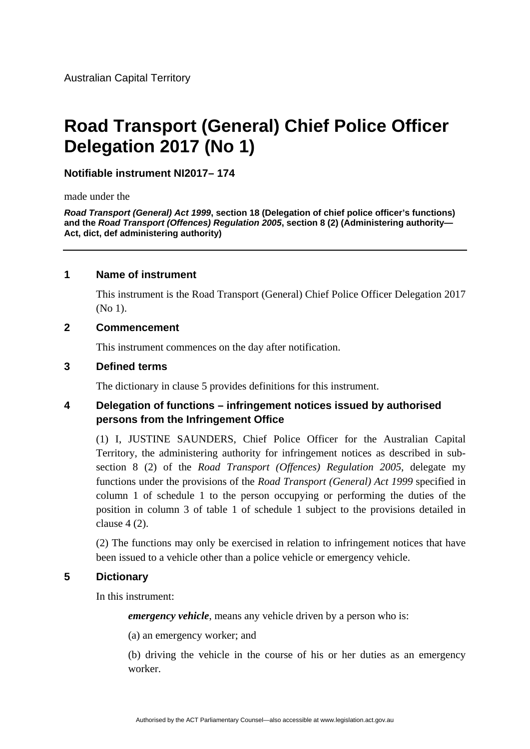Australian Capital Territory

# Road Transport (General) Chief Police Officer Delegation 2017 (No 1)

**Notifiable instrument NI2017– 174**

made under the

***Road Transport (General) Act 1999*, section 18 (Delegation of chief police officer's functions) and the *Road Transport (Offences) Regulation 2005*, section 8 (2) (Administering authority—Act, dict, def administering authority)**

## 1 Name of instrument

This instrument is the Road Transport (General) Chief Police Officer Delegation 2017 (No 1).

## 2 Commencement

This instrument commences on the day after notification.

## 3 Defined terms

The dictionary in clause 5 provides definitions for this instrument.

## 4 Delegation of functions – infringement notices issued by authorised persons from the Infringement Office

(1) I, JUSTINE SAUNDERS, Chief Police Officer for the Australian Capital Territory, the administering authority for infringement notices as described in sub-section 8 (2) of the *Road Transport (Offences) Regulation 2005*, delegate my functions under the provisions of the *Road Transport (General) Act 1999* specified in column 1 of schedule 1 to the person occupying or performing the duties of the position in column 3 of table 1 of schedule 1 subject to the provisions detailed in clause 4 (2).

(2) The functions may only be exercised in relation to infringement notices that have been issued to a vehicle other than a police vehicle or emergency vehicle.

## 5 Dictionary

In this instrument:

***emergency vehicle***, means any vehicle driven by a person who is:

(a) an emergency worker; and

(b) driving the vehicle in the course of his or her duties as an emergency worker.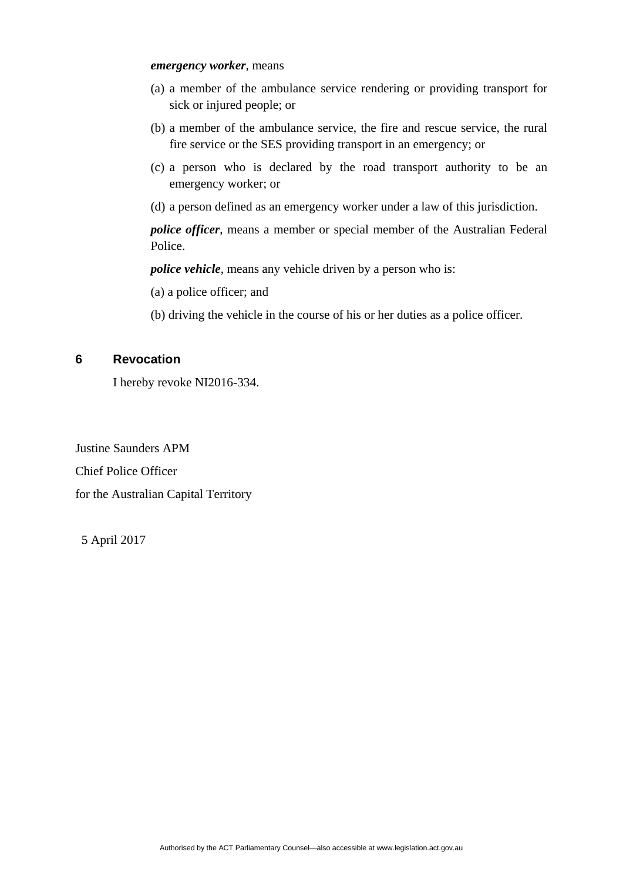***emergency worker***, means

(a) a member of the ambulance service rendering or providing transport for sick or injured people; or

(b) a member of the ambulance service, the fire and rescue service, the rural fire service or the SES providing transport in an emergency; or

(c) a person who is declared by the road transport authority to be an emergency worker; or

(d) a person defined as an emergency worker under a law of this jurisdiction.

***police officer***, means a member or special member of the Australian Federal Police.

***police vehicle***, means any vehicle driven by a person who is:

(a) a police officer; and

(b) driving the vehicle in the course of his or her duties as a police officer.

## 6 Revocation

I hereby revoke NI2016-334.

Justine Saunders APM

Chief Police Officer

for the Australian Capital Territory

5 April 2017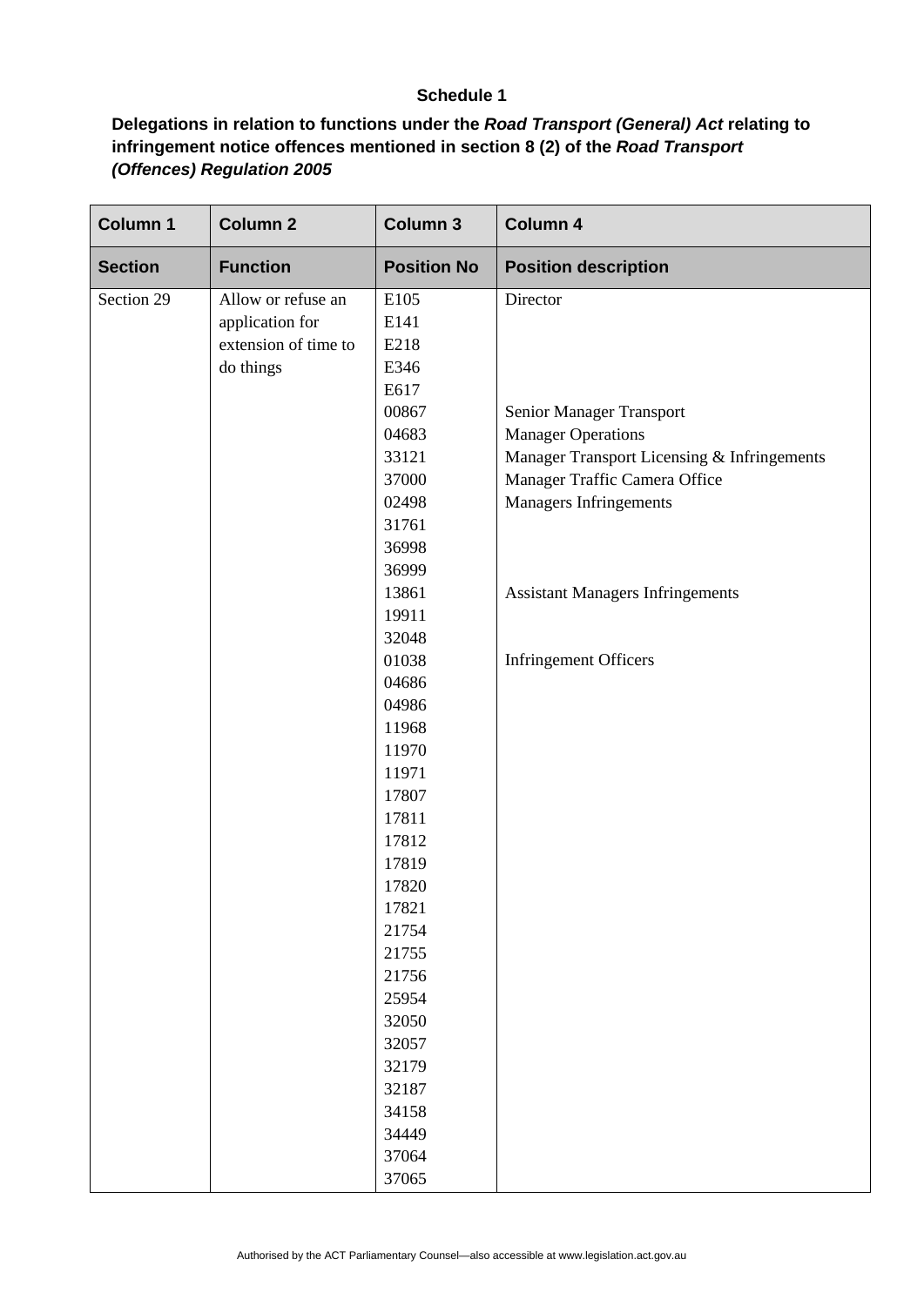**Schedule 1**

**Delegations in relation to functions under the *Road Transport (General) Act* relating to infringement notice offences mentioned in section 8 (2) of the *Road Transport (Offences) Regulation 2005***

| Column 1 | Column 2 | Column 3 | Column 4 |
|---|---|---|---|
| **Section** | **Function** | **Position No** | **Position description** |
| Section 29 | Allow or refuse an application for extension of time to do things | E105 | Director |
| | | E141 | |
| | | E218 | |
| | | E346 | |
| | | E617 | |
| | | 00867 | Senior Manager Transport |
| | | 04683 | Manager Operations |
| | | 33121 | Manager Transport Licensing & Infringements |
| | | 37000 | Manager Traffic Camera Office |
| | | 02498 | Managers Infringements |
| | | 31761 | |
| | | 36998 | |
| | | 36999 | |
| | | 13861 | Assistant Managers Infringements |
| | | 19911 | |
| | | 32048 | |
| | | 01038 | Infringement Officers |
| | | 04686 | |
| | | 04986 | |
| | | 11968 | |
| | | 11970 | |
| | | 11971 | |
| | | 17807 | |
| | | 17811 | |
| | | 17812 | |
| | | 17819 | |
| | | 17820 | |
| | | 17821 | |
| | | 21754 | |
| | | 21755 | |
| | | 21756 | |
| | | 25954 | |
| | | 32050 | |
| | | 32057 | |
| | | 32179 | |
| | | 32187 | |
| | | 34158 | |
| | | 34449 | |
| | | 37064 | |
| | | 37065 | |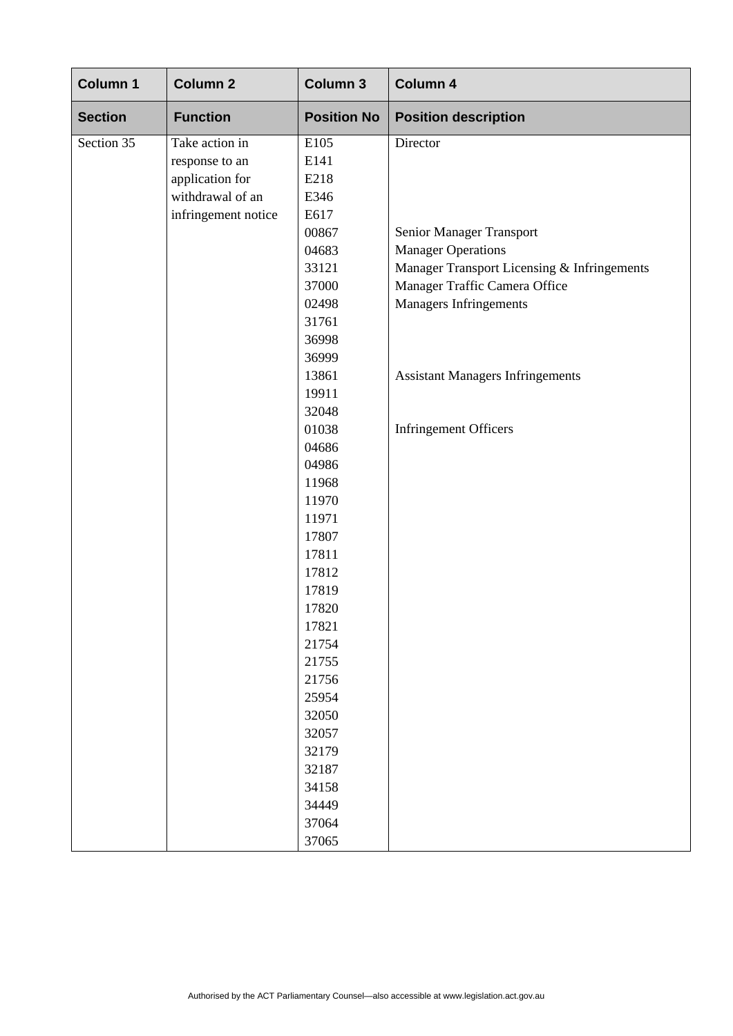| Column 1 | Column 2 | Column 3 | Column 4 |
|---|---|---|---|
| **Section** | **Function** | **Position No** | **Position description** |
| Section 35 | Take action in response to an application for withdrawal of an infringement notice | E105<br>E141<br>E218<br>E346<br>E617 | Director |
| | | 00867 | Senior Manager Transport |
| | | 04683 | Manager Operations |
| | | 33121 | Manager Transport Licensing & Infringements |
| | | 37000 | Manager Traffic Camera Office |
| | | 02498<br>31761<br>36998<br>36999 | Managers Infringements |
| | | 13861<br>19911<br>32048 | Assistant Managers Infringements |
| | | 01038<br>04686<br>04986<br>11968<br>11970<br>11971<br>17807<br>17811<br>17812<br>17819<br>17820<br>17821<br>21754<br>21755<br>21756<br>25954<br>32050<br>32057<br>32179<br>32187<br>34158<br>34449<br>37064<br>37065 | Infringement Officers |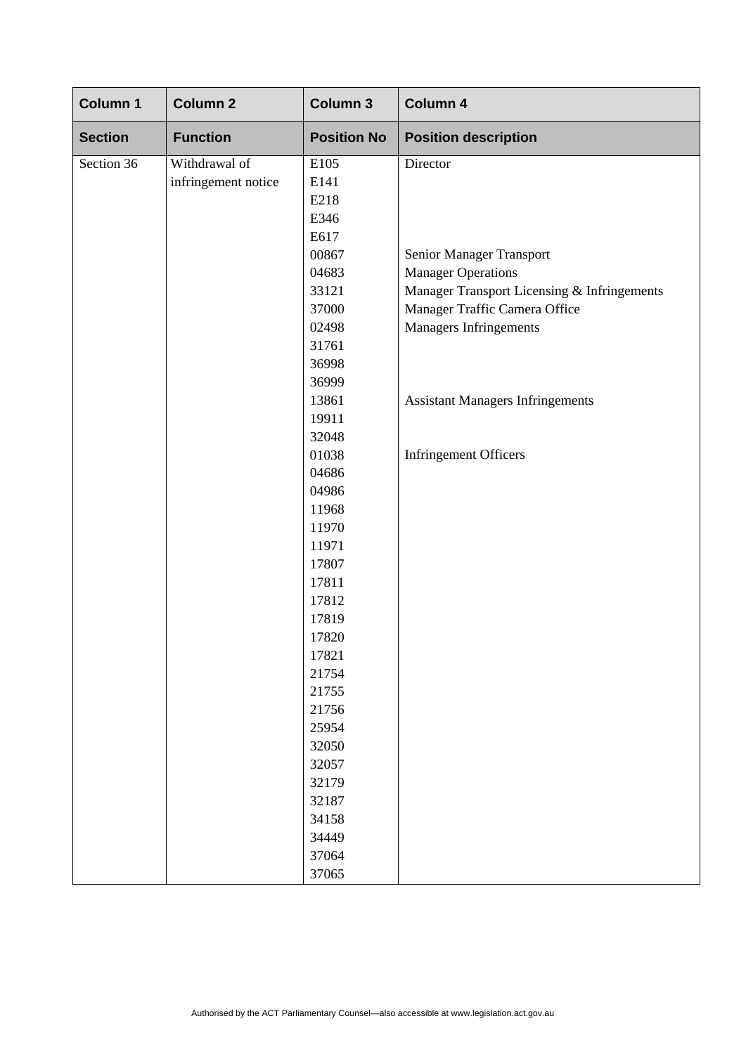| Column 1 | Column 2 | Column 3 | Column 4 |
|---|---|---|---|
| **Section** | **Function** | **Position No** | **Position description** |
| Section 36 | Withdrawal of infringement notice | E105<br>E141<br>E218<br>E346<br>E617 | Director |
| | | 00867 | Senior Manager Transport |
| | | 04683 | Manager Operations |
| | | 33121 | Manager Transport Licensing & Infringements |
| | | 37000 | Manager Traffic Camera Office |
| | | 02498<br>31761<br>36998<br>36999 | Managers Infringements |
| | | 13861<br>19911<br>32048 | Assistant Managers Infringements |
| | | 01038<br>04686<br>04986<br>11968<br>11970<br>11971<br>17807<br>17811<br>17812<br>17819<br>17820<br>17821<br>21754<br>21755<br>21756<br>25954<br>32050<br>32057<br>32179<br>32187<br>34158<br>34449<br>37064<br>37065 | Infringement Officers |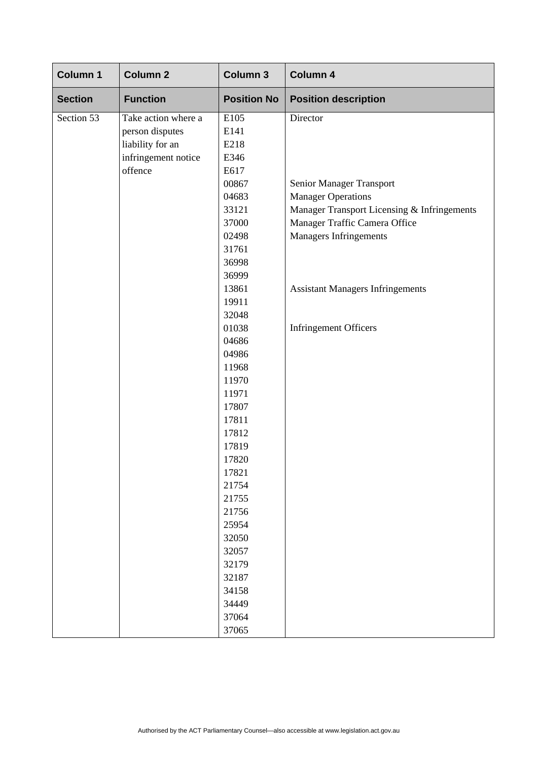| Column 1 | Column 2 | Column 3 | Column 4 |
|---|---|---|---|
| **Section** | **Function** | **Position No** | **Position description** |
| Section 53 | Take action where a person disputes liability for an infringement notice offence | E105<br>E141<br>E218<br>E346<br>E617 | Director |
| | | 00867 | Senior Manager Transport |
| | | 04683 | Manager Operations |
| | | 33121 | Manager Transport Licensing & Infringements |
| | | 37000 | Manager Traffic Camera Office |
| | | 02498<br>31761<br>36998<br>36999 | Managers Infringements |
| | | 13861<br>19911<br>32048 | Assistant Managers Infringements |
| | | 01038<br>04686<br>04986<br>11968<br>11970<br>11971<br>17807<br>17811<br>17812<br>17819<br>17820<br>17821<br>21754<br>21755<br>21756<br>25954<br>32050<br>32057<br>32179<br>32187<br>34158<br>34449<br>37064<br>37065 | Infringement Officers |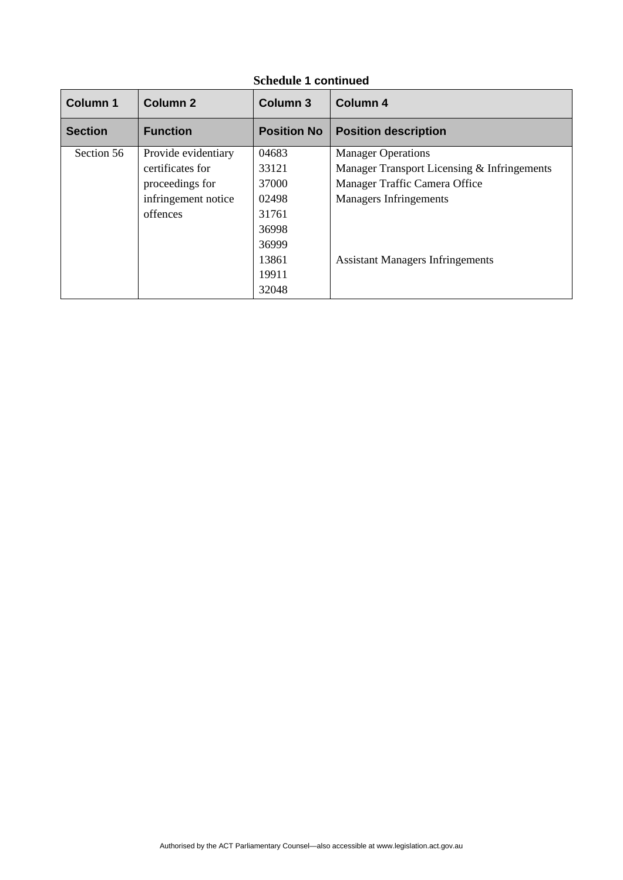**Schedule 1 continued**

| Column 1 | Column 2 | Column 3 | Column 4 |
|---|---|---|---|
| **Section** | **Function** | **Position No** | **Position description** |
| Section 56 | Provide evidentiary certificates for proceedings for infringement notice offences | 04683 | Manager Operations |
| | | 33121 | Manager Transport Licensing & Infringements |
| | | 37000 | Manager Traffic Camera Office |
| | | 02498 | Managers Infringements |
| | | 31761 | |
| | | 36998 | |
| | | 36999 | |
| | | 13861 | Assistant Managers Infringements |
| | | 19911 | |
| | | 32048 | |